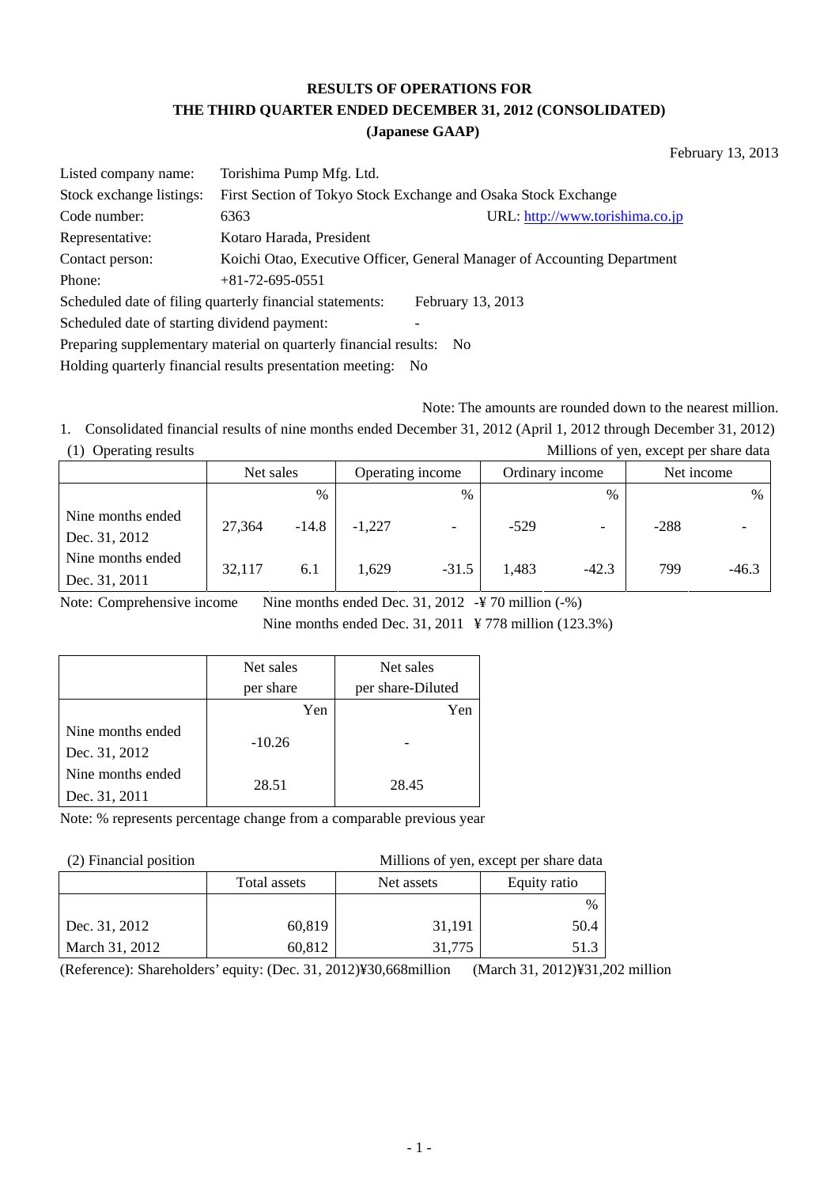# RESULTS OF OPERATIONS FOR THE THIRD QUARTER ENDED DECEMBER 31, 2012 (CONSOLIDATED)

**(Japanese GAAP)**

February 13, 2013

| | |
|---|---|
| Listed company name: | Torishima Pump Mfg. Ltd. |
| Stock exchange listings: | First Section of Tokyo Stock Exchange and Osaka Stock Exchange |
| Code number: | 6363 URL: http://www.torishima.co.jp |
| Representative: | Kotaro Harada, President |
| Contact person: | Koichi Otao, Executive Officer, General Manager of Accounting Department |
| Phone: | +81-72-695-0551 |

Scheduled date of filing quarterly financial statements: February 13, 2013

Scheduled date of starting dividend payment: -

Preparing supplementary material on quarterly financial results: No

Holding quarterly financial results presentation meeting: No

Note: The amounts are rounded down to the nearest million.

1. Consolidated financial results of nine months ended December 31, 2012 (April 1, 2012 through December 31, 2012)

(1) Operating results

Millions of yen, except per share data

| | Net sales | | Operating income | | Ordinary income | | Net income | |
|---|---|---|---|---|---|---|---|---|
| | | % | | % | | % | | % |
| Nine months ended Dec. 31, 2012 | 27,364 | -14.8 | -1,227 | - | -529 | - | -288 | - |
| Nine months ended Dec. 31, 2011 | 32,117 | 6.1 | 1,629 | -31.5 | 1,483 | -42.3 | 799 | -46.3 |

Note: Comprehensive income Nine months ended Dec. 31, 2012 -¥ 70 million (-%)
Nine months ended Dec. 31, 2011 ¥ 778 million (123.3%)

| | Net sales per share | Net sales per share-Diluted |
|---|---|---|
| | Yen | Yen |
| Nine months ended Dec. 31, 2012 | -10.26 | - |
| Nine months ended Dec. 31, 2011 | 28.51 | 28.45 |

Note: % represents percentage change from a comparable previous year

(2) Financial position

Millions of yen, except per share data

| | Total assets | Net assets | Equity ratio |
|---|---|---|---|
| | | | % |
| Dec. 31, 2012 | 60,819 | 31,191 | 50.4 |
| March 31, 2012 | 60,812 | 31,775 | 51.3 |

(Reference): Shareholders' equity: (Dec. 31, 2012)¥30,668million (March 31, 2012)¥31,202 million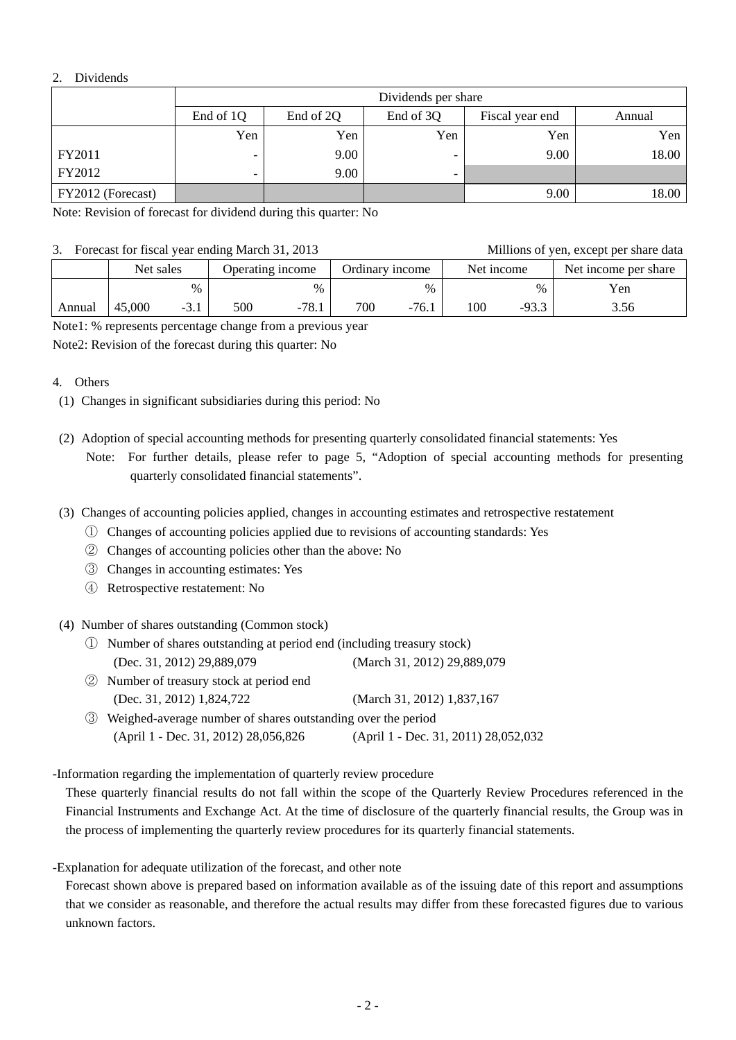2. Dividends

| | Dividends per share | | | | |
|---|---|---|---|---|---|
| | End of 1Q | End of 2Q | End of 3Q | Fiscal year end | Annual |
| | Yen | Yen | Yen | Yen | Yen |
| FY2011 | - | 9.00 | - | 9.00 | 18.00 |
| FY2012 | - | 9.00 | - | | |
| FY2012 (Forecast) | | | | 9.00 | 18.00 |

Note: Revision of forecast for dividend during this quarter: No

3. Forecast for fiscal year ending March 31, 2013

Millions of yen, except per share data

| | Net sales | | Operating income | | Ordinary income | | Net income | | Net income per share |
|---|---|---|---|---|---|---|---|---|---|
| | | % | | % | | % | | % | Yen |
| Annual | 45,000 | -3.1 | 500 | -78.1 | 700 | -76.1 | 100 | -93.3 | 3.56 |

Note1: % represents percentage change from a previous year

Note2: Revision of the forecast during this quarter: No

4. Others

(1) Changes in significant subsidiaries during this period: No

(2) Adoption of special accounting methods for presenting quarterly consolidated financial statements: Yes

Note: For further details, please refer to page 5, "Adoption of special accounting methods for presenting quarterly consolidated financial statements".

(3) Changes of accounting policies applied, changes in accounting estimates and retrospective restatement

① Changes of accounting policies applied due to revisions of accounting standards: Yes

② Changes of accounting policies other than the above: No

③ Changes in accounting estimates: Yes

④ Retrospective restatement: No

(4) Number of shares outstanding (Common stock)

① Number of shares outstanding at period end (including treasury stock)
(Dec. 31, 2012) 29,889,079 (March 31, 2012) 29,889,079

② Number of treasury stock at period end
(Dec. 31, 2012) 1,824,722 (March 31, 2012) 1,837,167

③ Weighed-average number of shares outstanding over the period
(April 1 - Dec. 31, 2012) 28,056,826 (April 1 - Dec. 31, 2011) 28,052,032

-Information regarding the implementation of quarterly review procedure

These quarterly financial results do not fall within the scope of the Quarterly Review Procedures referenced in the Financial Instruments and Exchange Act. At the time of disclosure of the quarterly financial results, the Group was in the process of implementing the quarterly review procedures for its quarterly financial statements.

-Explanation for adequate utilization of the forecast, and other note

Forecast shown above is prepared based on information available as of the issuing date of this report and assumptions that we consider as reasonable, and therefore the actual results may differ from these forecasted figures due to various unknown factors.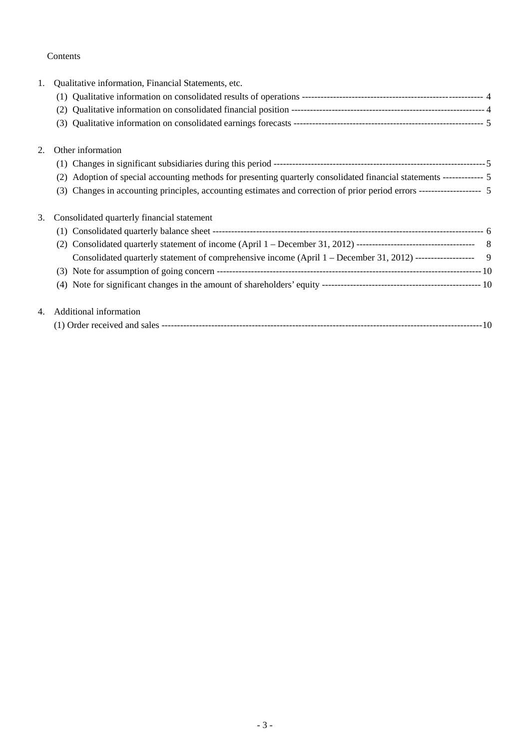Contents

1. Qualitative information, Financial Statements, etc.
   - (1) Qualitative information on consolidated results of operations ---------------------------------------------------------- 4
   - (2) Qualitative information on consolidated financial position -------------------------------------------------------------- 4
   - (3) Qualitative information on consolidated earnings forecasts ------------------------------------------------------------- 5

2. Other information
   - (1) Changes in significant subsidiaries during this period --------------------------------------------------------------------5
   - (2) Adoption of special accounting methods for presenting quarterly consolidated financial statements ------------- 5
   - (3) Changes in accounting principles, accounting estimates and correction of prior period errors -------------------- 5

3. Consolidated quarterly financial statement
   - (1) Consolidated quarterly balance sheet -------------------------------------------------------------------------------------- 6
   - (2) Consolidated quarterly statement of income (April 1 – December 31, 2012) -------------------------------------- 8
     
     Consolidated quarterly statement of comprehensive income (April 1 – December 31, 2012) ------------------- 9
   - (3) Note for assumption of going concern -------------------------------------------------------------------------------------10
   - (4) Note for significant changes in the amount of shareholders' equity --------------------------------------------------- 10

4. Additional information
   - (1) Order received and sales ------------------------------------------------------------------------------------------------------10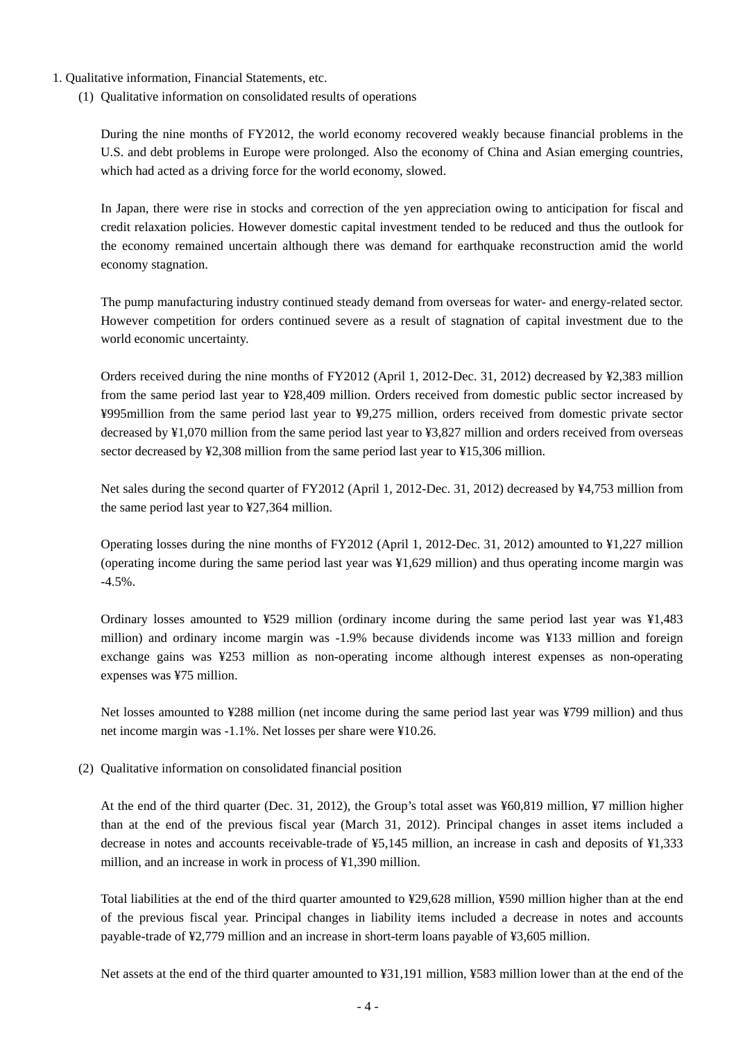1. Qualitative information, Financial Statements, etc.

(1) Qualitative information on consolidated results of operations

During the nine months of FY2012, the world economy recovered weakly because financial problems in the U.S. and debt problems in Europe were prolonged. Also the economy of China and Asian emerging countries, which had acted as a driving force for the world economy, slowed.

In Japan, there were rise in stocks and correction of the yen appreciation owing to anticipation for fiscal and credit relaxation policies. However domestic capital investment tended to be reduced and thus the outlook for the economy remained uncertain although there was demand for earthquake reconstruction amid the world economy stagnation.

The pump manufacturing industry continued steady demand from overseas for water- and energy-related sector. However competition for orders continued severe as a result of stagnation of capital investment due to the world economic uncertainty.

Orders received during the nine months of FY2012 (April 1, 2012-Dec. 31, 2012) decreased by ¥2,383 million from the same period last year to ¥28,409 million. Orders received from domestic public sector increased by ¥995million from the same period last year to ¥9,275 million, orders received from domestic private sector decreased by ¥1,070 million from the same period last year to ¥3,827 million and orders received from overseas sector decreased by ¥2,308 million from the same period last year to ¥15,306 million.

Net sales during the second quarter of FY2012 (April 1, 2012-Dec. 31, 2012) decreased by ¥4,753 million from the same period last year to ¥27,364 million.

Operating losses during the nine months of FY2012 (April 1, 2012-Dec. 31, 2012) amounted to ¥1,227 million (operating income during the same period last year was ¥1,629 million) and thus operating income margin was -4.5%.

Ordinary losses amounted to ¥529 million (ordinary income during the same period last year was ¥1,483 million) and ordinary income margin was -1.9% because dividends income was ¥133 million and foreign exchange gains was ¥253 million as non-operating income although interest expenses as non-operating expenses was ¥75 million.

Net losses amounted to ¥288 million (net income during the same period last year was ¥799 million) and thus net income margin was -1.1%. Net losses per share were ¥10.26.

(2) Qualitative information on consolidated financial position

At the end of the third quarter (Dec. 31, 2012), the Group's total asset was ¥60,819 million, ¥7 million higher than at the end of the previous fiscal year (March 31, 2012). Principal changes in asset items included a decrease in notes and accounts receivable-trade of ¥5,145 million, an increase in cash and deposits of ¥1,333 million, and an increase in work in process of ¥1,390 million.

Total liabilities at the end of the third quarter amounted to ¥29,628 million, ¥590 million higher than at the end of the previous fiscal year. Principal changes in liability items included a decrease in notes and accounts payable-trade of ¥2,779 million and an increase in short-term loans payable of ¥3,605 million.

Net assets at the end of the third quarter amounted to ¥31,191 million, ¥583 million lower than at the end of the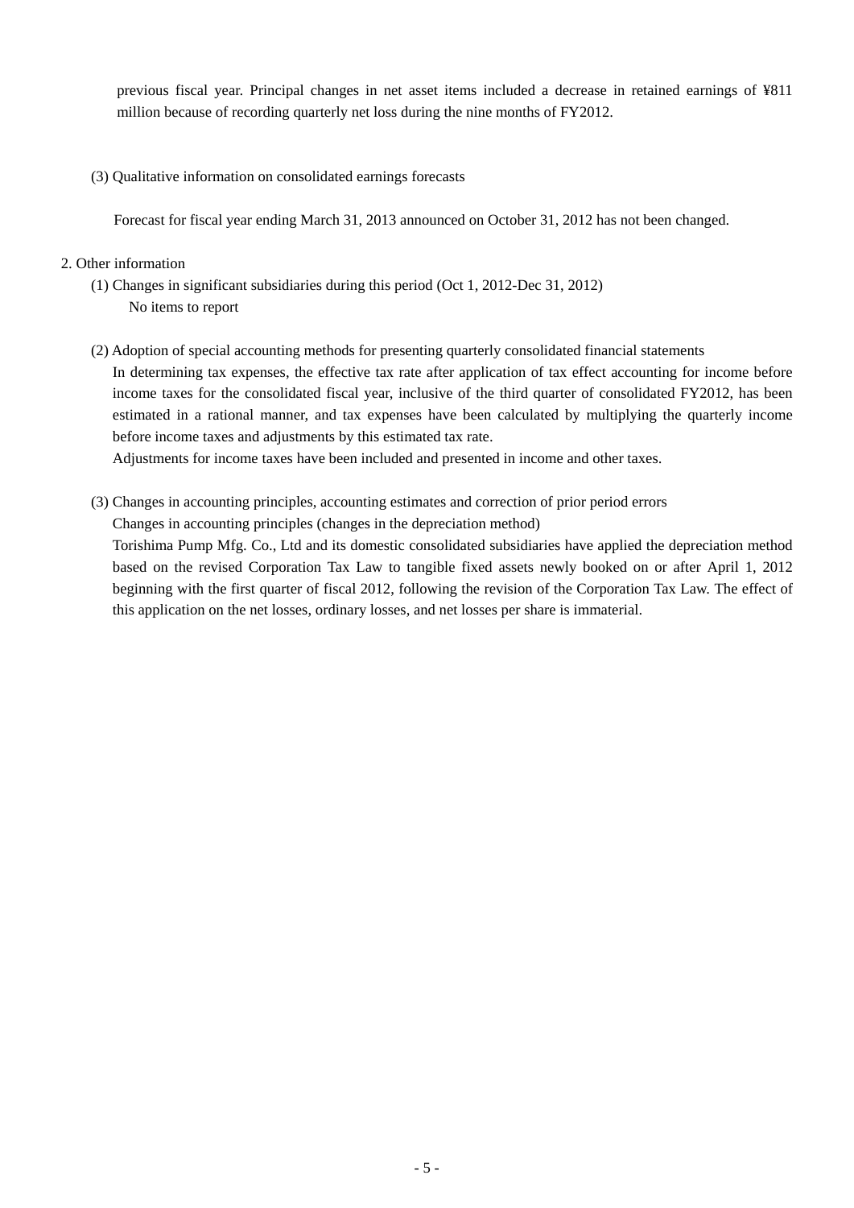previous fiscal year. Principal changes in net asset items included a decrease in retained earnings of ¥811 million because of recording quarterly net loss during the nine months of FY2012.

### (3) Qualitative information on consolidated earnings forecasts

Forecast for fiscal year ending March 31, 2013 announced on October 31, 2012 has not been changed.

## 2. Other information

### (1) Changes in significant subsidiaries during this period (Oct 1, 2012-Dec 31, 2012)

No items to report

### (2) Adoption of special accounting methods for presenting quarterly consolidated financial statements

In determining tax expenses, the effective tax rate after application of tax effect accounting for income before income taxes for the consolidated fiscal year, inclusive of the third quarter of consolidated FY2012, has been estimated in a rational manner, and tax expenses have been calculated by multiplying the quarterly income before income taxes and adjustments by this estimated tax rate.

Adjustments for income taxes have been included and presented in income and other taxes.

### (3) Changes in accounting principles, accounting estimates and correction of prior period errors

Changes in accounting principles (changes in the depreciation method)

Torishima Pump Mfg. Co., Ltd and its domestic consolidated subsidiaries have applied the depreciation method based on the revised Corporation Tax Law to tangible fixed assets newly booked on or after April 1, 2012 beginning with the first quarter of fiscal 2012, following the revision of the Corporation Tax Law. The effect of this application on the net losses, ordinary losses, and net losses per share is immaterial.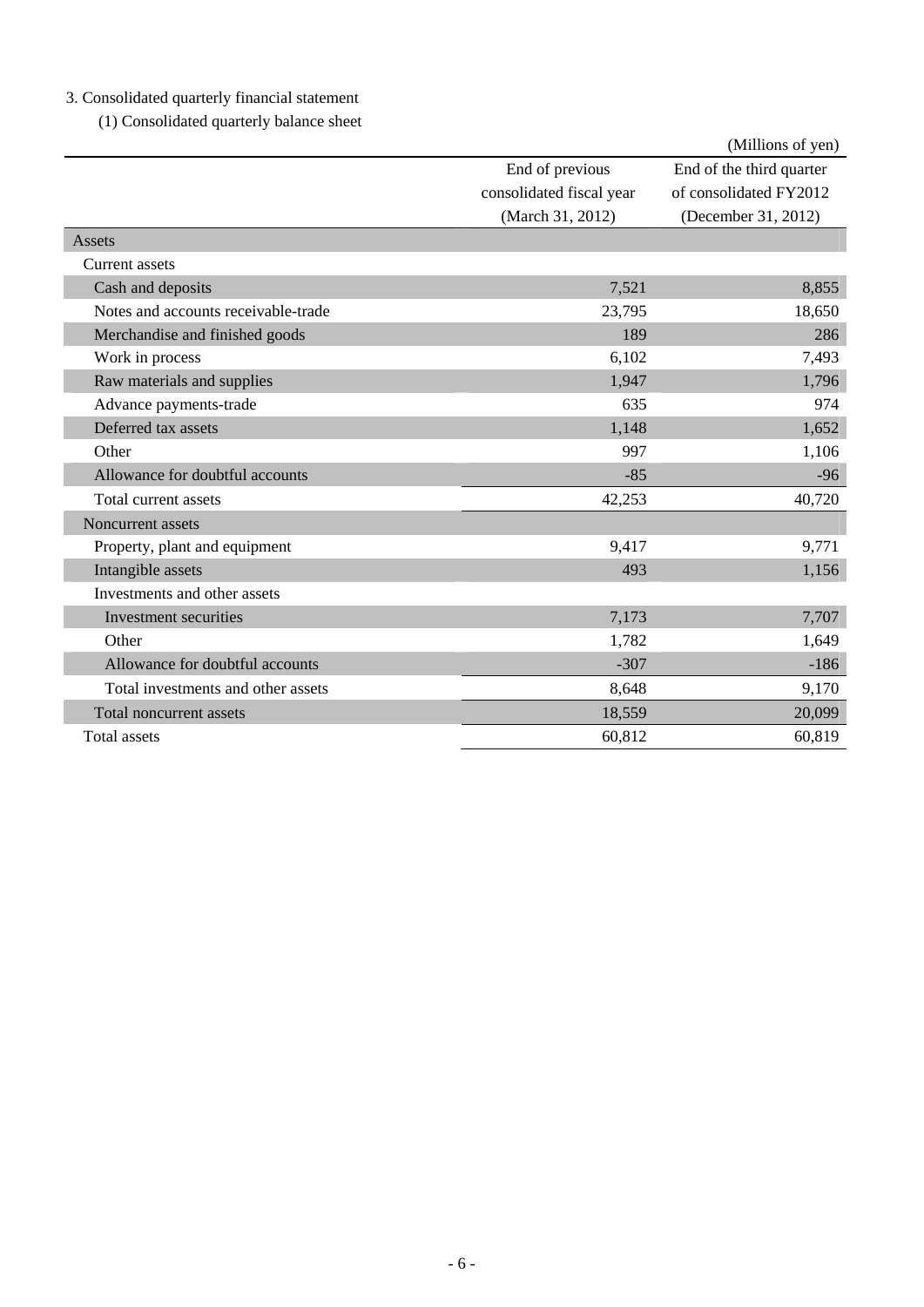3. Consolidated quarterly financial statement

(1) Consolidated quarterly balance sheet

(Millions of yen)

| | End of previous consolidated fiscal year (March 31, 2012) | End of the third quarter of consolidated FY2012 (December 31, 2012) |
|---|---|---|
| Assets | | |
| Current assets | | |
| Cash and deposits | 7,521 | 8,855 |
| Notes and accounts receivable-trade | 23,795 | 18,650 |
| Merchandise and finished goods | 189 | 286 |
| Work in process | 6,102 | 7,493 |
| Raw materials and supplies | 1,947 | 1,796 |
| Advance payments-trade | 635 | 974 |
| Deferred tax assets | 1,148 | 1,652 |
| Other | 997 | 1,106 |
| Allowance for doubtful accounts | -85 | -96 |
| Total current assets | 42,253 | 40,720 |
| Noncurrent assets | | |
| Property, plant and equipment | 9,417 | 9,771 |
| Intangible assets | 493 | 1,156 |
| Investments and other assets | | |
| Investment securities | 7,173 | 7,707 |
| Other | 1,782 | 1,649 |
| Allowance for doubtful accounts | -307 | -186 |
| Total investments and other assets | 8,648 | 9,170 |
| Total noncurrent assets | 18,559 | 20,099 |
| Total assets | 60,812 | 60,819 |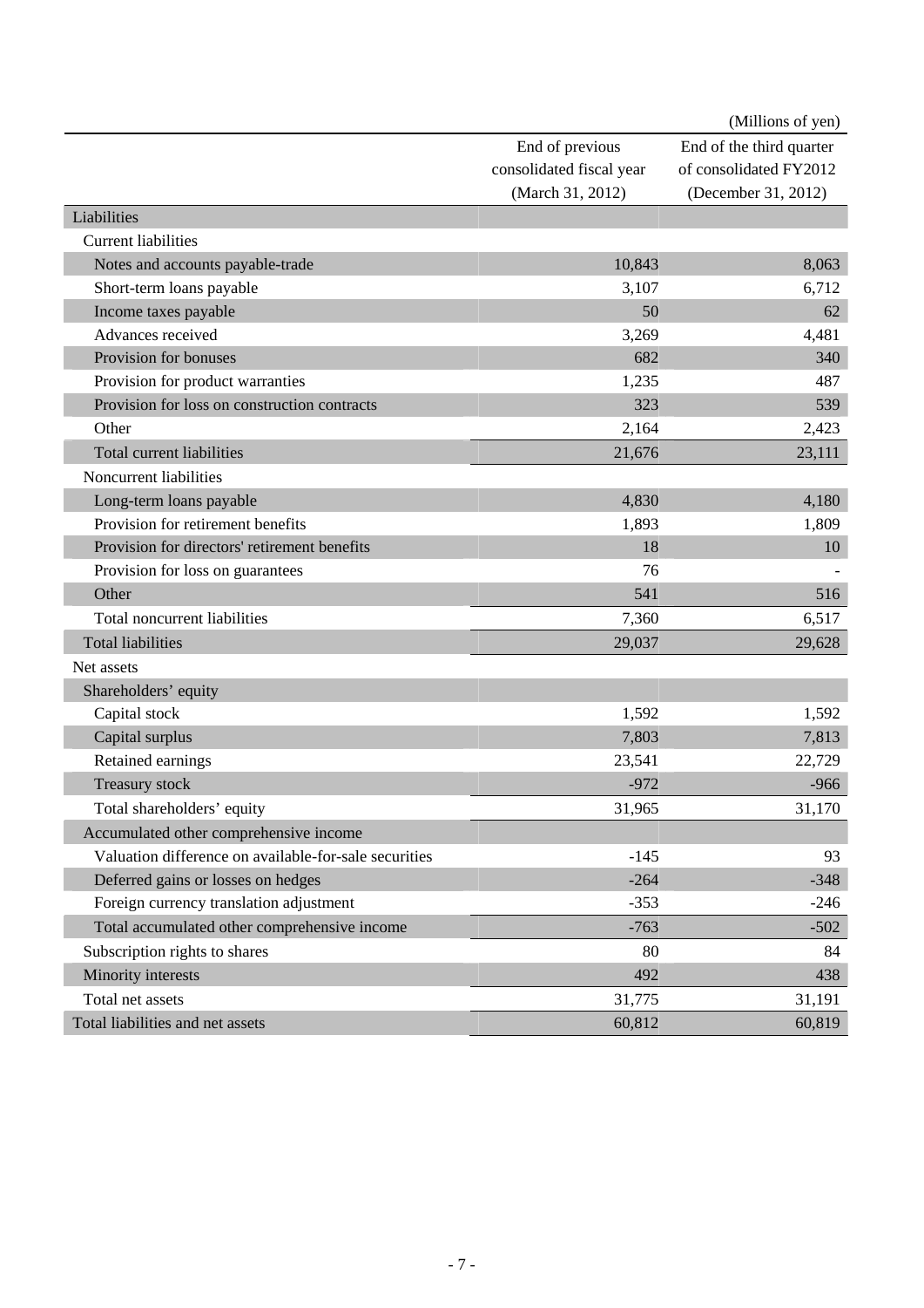(Millions of yen)

| | End of previous consolidated fiscal year (March 31, 2012) | End of the third quarter of consolidated FY2012 (December 31, 2012) |
|---|---|---|
| Liabilities | | |
| Current liabilities | | |
| Notes and accounts payable-trade | 10,843 | 8,063 |
| Short-term loans payable | 3,107 | 6,712 |
| Income taxes payable | 50 | 62 |
| Advances received | 3,269 | 4,481 |
| Provision for bonuses | 682 | 340 |
| Provision for product warranties | 1,235 | 487 |
| Provision for loss on construction contracts | 323 | 539 |
| Other | 2,164 | 2,423 |
| Total current liabilities | 21,676 | 23,111 |
| Noncurrent liabilities | | |
| Long-term loans payable | 4,830 | 4,180 |
| Provision for retirement benefits | 1,893 | 1,809 |
| Provision for directors' retirement benefits | 18 | 10 |
| Provision for loss on guarantees | 76 | - |
| Other | 541 | 516 |
| Total noncurrent liabilities | 7,360 | 6,517 |
| Total liabilities | 29,037 | 29,628 |
| Net assets | | |
| Shareholders' equity | | |
| Capital stock | 1,592 | 1,592 |
| Capital surplus | 7,803 | 7,813 |
| Retained earnings | 23,541 | 22,729 |
| Treasury stock | -972 | -966 |
| Total shareholders' equity | 31,965 | 31,170 |
| Accumulated other comprehensive income | | |
| Valuation difference on available-for-sale securities | -145 | 93 |
| Deferred gains or losses on hedges | -264 | -348 |
| Foreign currency translation adjustment | -353 | -246 |
| Total accumulated other comprehensive income | -763 | -502 |
| Subscription rights to shares | 80 | 84 |
| Minority interests | 492 | 438 |
| Total net assets | 31,775 | 31,191 |
| Total liabilities and net assets | 60,812 | 60,819 |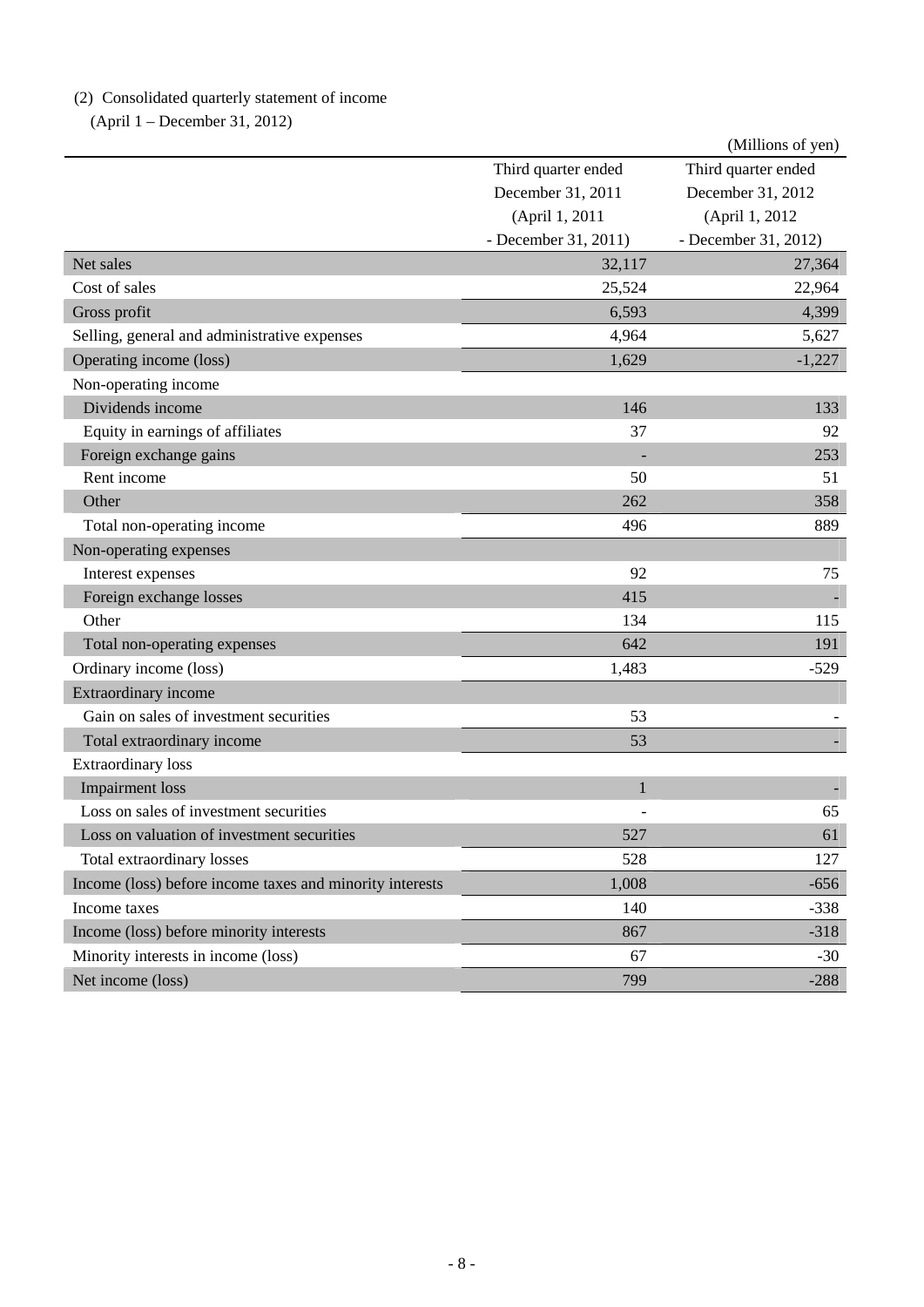(2) Consolidated quarterly statement of income

(April 1 – December 31, 2012)

(Millions of yen)

| | Third quarter ended December 31, 2011 (April 1, 2011 - December 31, 2011) | Third quarter ended December 31, 2012 (April 1, 2012 - December 31, 2012) |
|---|---|---|
| Net sales | 32,117 | 27,364 |
| Cost of sales | 25,524 | 22,964 |
| Gross profit | 6,593 | 4,399 |
| Selling, general and administrative expenses | 4,964 | 5,627 |
| Operating income (loss) | 1,629 | -1,227 |
| Non-operating income | | |
| Dividends income | 146 | 133 |
| Equity in earnings of affiliates | 37 | 92 |
| Foreign exchange gains | - | 253 |
| Rent income | 50 | 51 |
| Other | 262 | 358 |
| Total non-operating income | 496 | 889 |
| Non-operating expenses | | |
| Interest expenses | 92 | 75 |
| Foreign exchange losses | 415 | - |
| Other | 134 | 115 |
| Total non-operating expenses | 642 | 191 |
| Ordinary income (loss) | 1,483 | -529 |
| Extraordinary income | | |
| Gain on sales of investment securities | 53 | - |
| Total extraordinary income | 53 | - |
| Extraordinary loss | | |
| Impairment loss | 1 | - |
| Loss on sales of investment securities | - | 65 |
| Loss on valuation of investment securities | 527 | 61 |
| Total extraordinary losses | 528 | 127 |
| Income (loss) before income taxes and minority interests | 1,008 | -656 |
| Income taxes | 140 | -338 |
| Income (loss) before minority interests | 867 | -318 |
| Minority interests in income (loss) | 67 | -30 |
| Net income (loss) | 799 | -288 |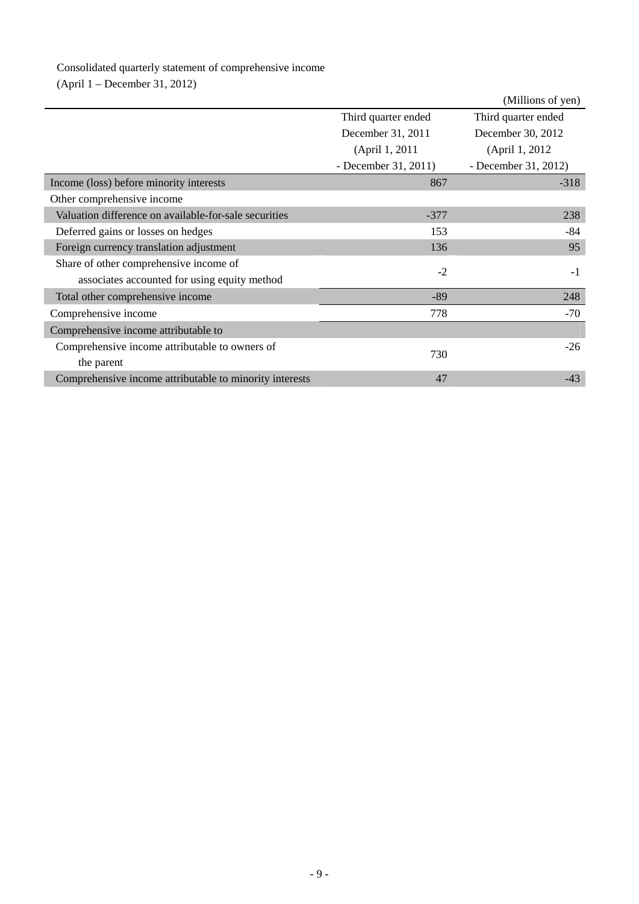Consolidated quarterly statement of comprehensive income
(April 1 – December 31, 2012)

(Millions of yen)

| | Third quarter ended December 31, 2011 (April 1, 2011 - December 31, 2011) | Third quarter ended December 30, 2012 (April 1, 2012 - December 31, 2012) |
|---|---|---|
| Income (loss) before minority interests | 867 | -318 |
| Other comprehensive income | | |
| Valuation difference on available-for-sale securities | -377 | 238 |
| Deferred gains or losses on hedges | 153 | -84 |
| Foreign currency translation adjustment | 136 | 95 |
| Share of other comprehensive income of associates accounted for using equity method | -2 | -1 |
| Total other comprehensive income | -89 | 248 |
| Comprehensive income | 778 | -70 |
| Comprehensive income attributable to | | |
| Comprehensive income attributable to owners of the parent | 730 | -26 |
| Comprehensive income attributable to minority interests | 47 | -43 |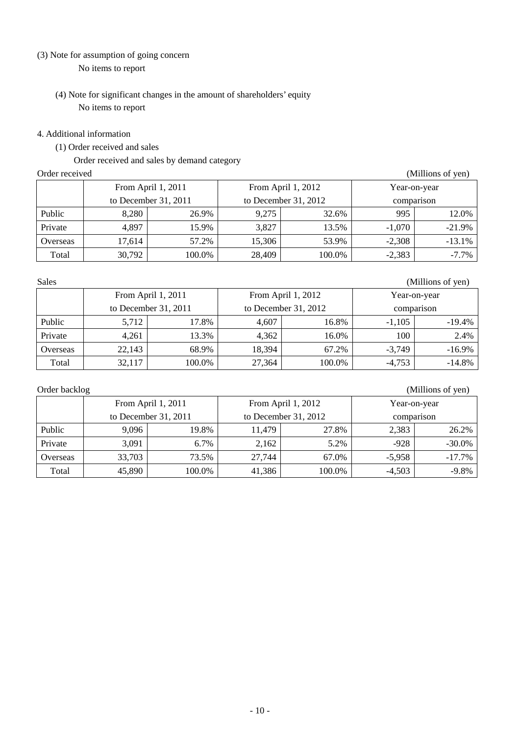(3) Note for assumption of going concern

No items to report

(4) Note for significant changes in the amount of shareholders' equity

No items to report

4. Additional information

(1) Order received and sales

Order received and sales by demand category

Order received (Millions of yen)

| | From April 1, 2011 to December 31, 2011 | | From April 1, 2012 to December 31, 2012 | | Year-on-year comparison | |
|---|---|---|---|---|---|---|
| Public | 8,280 | 26.9% | 9,275 | 32.6% | 995 | 12.0% |
| Private | 4,897 | 15.9% | 3,827 | 13.5% | -1,070 | -21.9% |
| Overseas | 17,614 | 57.2% | 15,306 | 53.9% | -2,308 | -13.1% |
| Total | 30,792 | 100.0% | 28,409 | 100.0% | -2,383 | -7.7% |

Sales (Millions of yen)

| | From April 1, 2011 to December 31, 2011 | | From April 1, 2012 to December 31, 2012 | | Year-on-year comparison | |
|---|---|---|---|---|---|---|
| Public | 5,712 | 17.8% | 4,607 | 16.8% | -1,105 | -19.4% |
| Private | 4,261 | 13.3% | 4,362 | 16.0% | 100 | 2.4% |
| Overseas | 22,143 | 68.9% | 18,394 | 67.2% | -3,749 | -16.9% |
| Total | 32,117 | 100.0% | 27,364 | 100.0% | -4,753 | -14.8% |

Order backlog (Millions of yen)

| | From April 1, 2011 to December 31, 2011 | | From April 1, 2012 to December 31, 2012 | | Year-on-year comparison | |
|---|---|---|---|---|---|---|
| Public | 9,096 | 19.8% | 11,479 | 27.8% | 2,383 | 26.2% |
| Private | 3,091 | 6.7% | 2,162 | 5.2% | -928 | -30.0% |
| Overseas | 33,703 | 73.5% | 27,744 | 67.0% | -5,958 | -17.7% |
| Total | 45,890 | 100.0% | 41,386 | 100.0% | -4,503 | -9.8% |